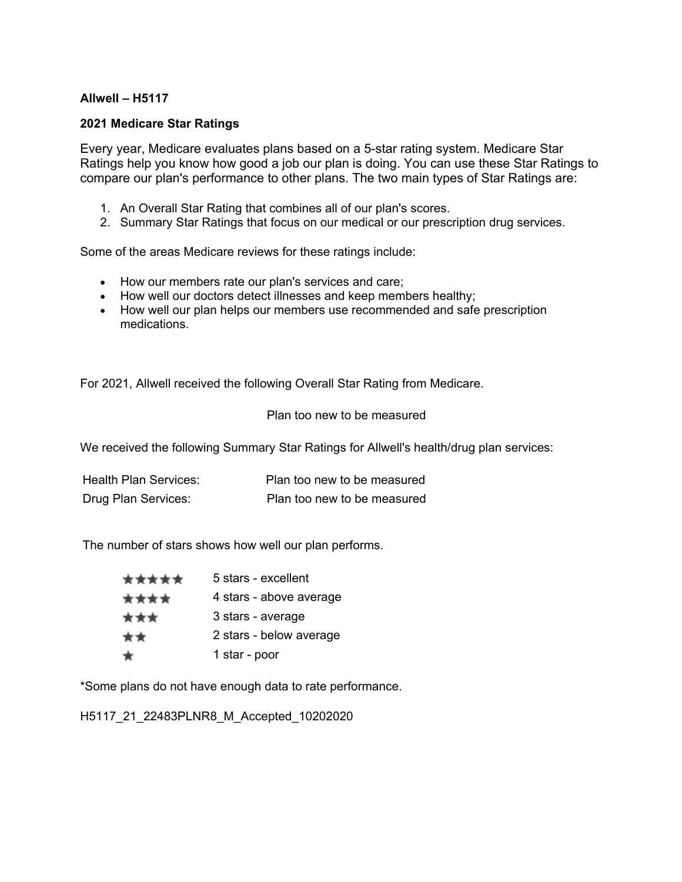**Allwell – H5117**

**2021 Medicare Star Ratings**

Every year, Medicare evaluates plans based on a 5-star rating system. Medicare Star Ratings help you know how good a job our plan is doing. You can use these Star Ratings to compare our plan's performance to other plans. The two main types of Star Ratings are:

1. An Overall Star Rating that combines all of our plan's scores.
2. Summary Star Ratings that focus on our medical or our prescription drug services.

Some of the areas Medicare reviews for these ratings include:

- How our members rate our plan's services and care;
- How well our doctors detect illnesses and keep members healthy;
- How well our plan helps our members use recommended and safe prescription medications.

For 2021, Allwell received the following Overall Star Rating from Medicare.

Plan too new to be measured

We received the following Summary Star Ratings for Allwell's health/drug plan services:

| | |
|---|---|
| Health Plan Services: | Plan too new to be measured |
| Drug Plan Services: | Plan too new to be measured |

The number of stars shows how well our plan performs.

| | |
|---|---|
| ★★★★★ | 5 stars - excellent |
| ★★★★ | 4 stars - above average |
| ★★★ | 3 stars - average |
| ★★ | 2 stars - below average |
| ★ | 1 star - poor |

*Some plans do not have enough data to rate performance.

H5117_21_22483PLNR8_M_Accepted_10202020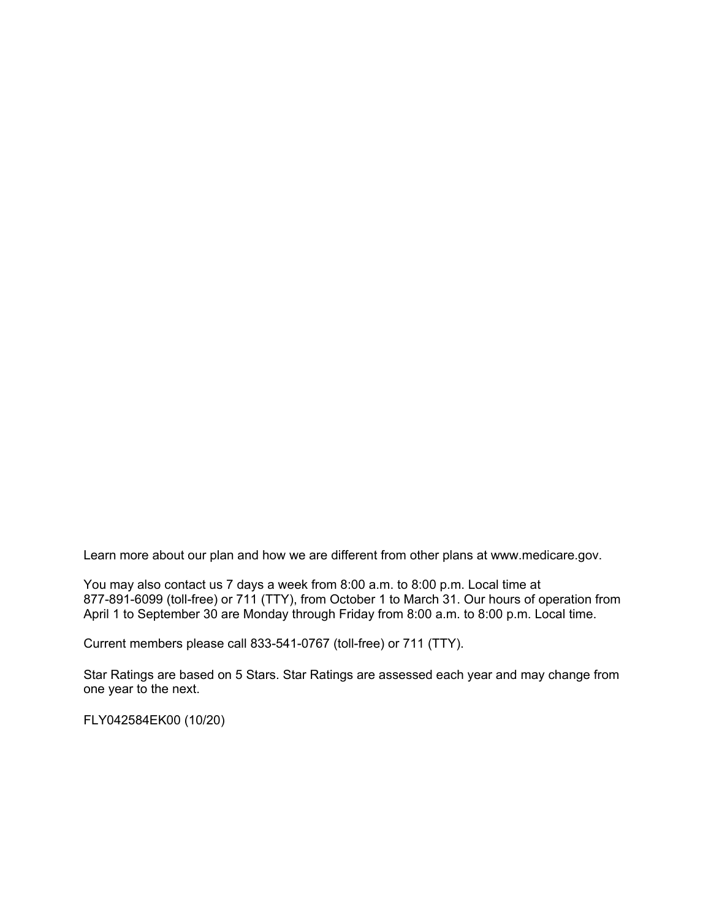Learn more about our plan and how we are different from other plans at www.medicare.gov.

You may also contact us 7 days a week from 8:00 a.m. to 8:00 p.m. Local time at 877-891-6099 (toll-free) or 711 (TTY), from October 1 to March 31. Our hours of operation from April 1 to September 30 are Monday through Friday from 8:00 a.m. to 8:00 p.m. Local time.

Current members please call 833-541-0767 (toll-free) or 711 (TTY).

Star Ratings are based on 5 Stars. Star Ratings are assessed each year and may change from one year to the next.

FLY042584EK00 (10/20)